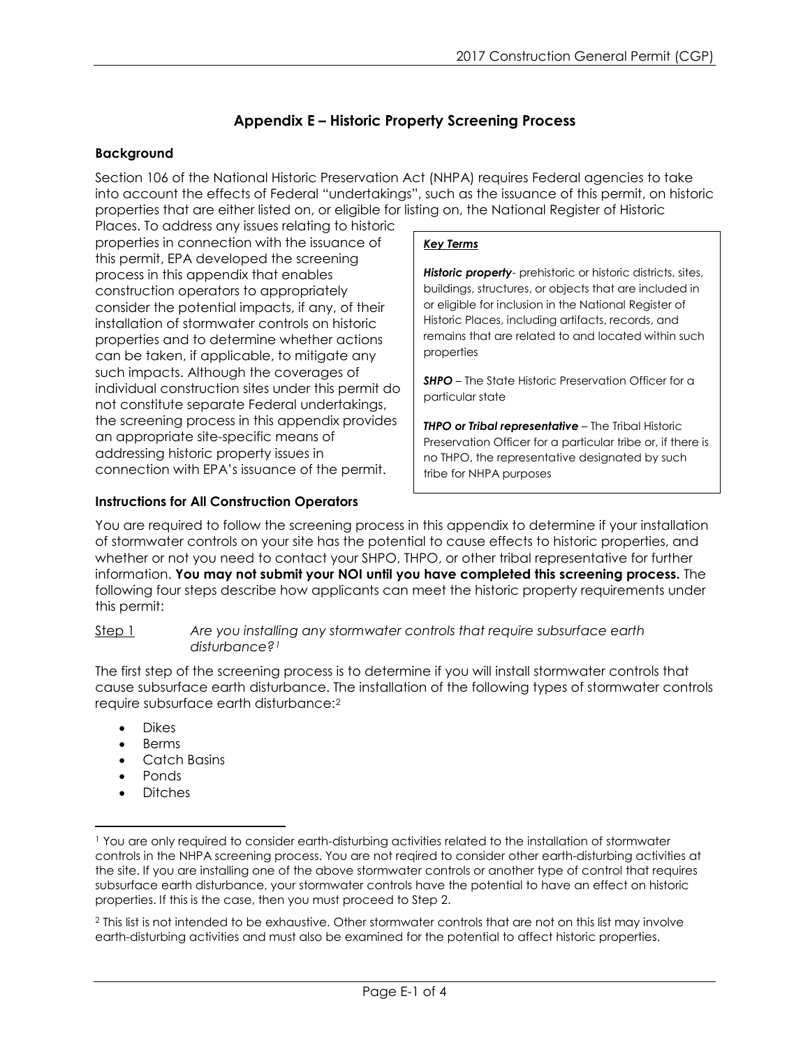# Appendix E – Historic Property Screening Process

## Background

Section 106 of the National Historic Preservation Act (NHPA) requires Federal agencies to take into account the effects of Federal "undertakings", such as the issuance of this permit, on historic properties that are either listed on, or eligible for listing on, the National Register of Historic Places. To address any issues relating to historic properties in connection with the issuance of this permit, EPA developed the screening process in this appendix that enables construction operators to appropriately consider the potential impacts, if any, of their installation of stormwater controls on historic properties and to determine whether actions can be taken, if applicable, to mitigate any such impacts. Although the coverages of individual construction sites under this permit do not constitute separate Federal undertakings, the screening process in this appendix provides an appropriate site-specific means of addressing historic property issues in connection with EPA's issuance of the permit.

> ***Key Terms***
>
> ***Historic property***- prehistoric or historic districts, sites, buildings, structures, or objects that are included in or eligible for inclusion in the National Register of Historic Places, including artifacts, records, and remains that are related to and located within such properties
>
> ***SHPO*** – The State Historic Preservation Officer for a particular state
>
> ***THPO or Tribal representative*** – The Tribal Historic Preservation Officer for a particular tribe or, if there is no THPO, the representative designated by such tribe for NHPA purposes

## Instructions for All Construction Operators

You are required to follow the screening process in this appendix to determine if your installation of stormwater controls on your site has the potential to cause effects to historic properties, and whether or not you need to contact your SHPO, THPO, or other tribal representative for further information. **You may not submit your NOI until you have completed this screening process.** The following four steps describe how applicants can meet the historic property requirements under this permit:

Step 1 *Are you installing any stormwater controls that require subsurface earth disturbance?*[1]

The first step of the screening process is to determine if you will install stormwater controls that cause subsurface earth disturbance. The installation of the following types of stormwater controls require subsurface earth disturbance:[2]

- Dikes
- Berms
- Catch Basins
- Ponds
- Ditches

---

[1] You are only required to consider earth-disturbing activities related to the installation of stormwater controls in the NHPA screening process. You are not reqired to consider other earth-disturbing activities at the site. If you are installing one of the above stormwater controls or another type of control that requires subsurface earth disturbance, your stormwater controls have the potential to have an effect on historic properties. If this is the case, then you must proceed to Step 2.

[2] This list is not intended to be exhaustive. Other stormwater controls that are not on this list may involve earth-disturbing activities and must also be examined for the potential to affect historic properties.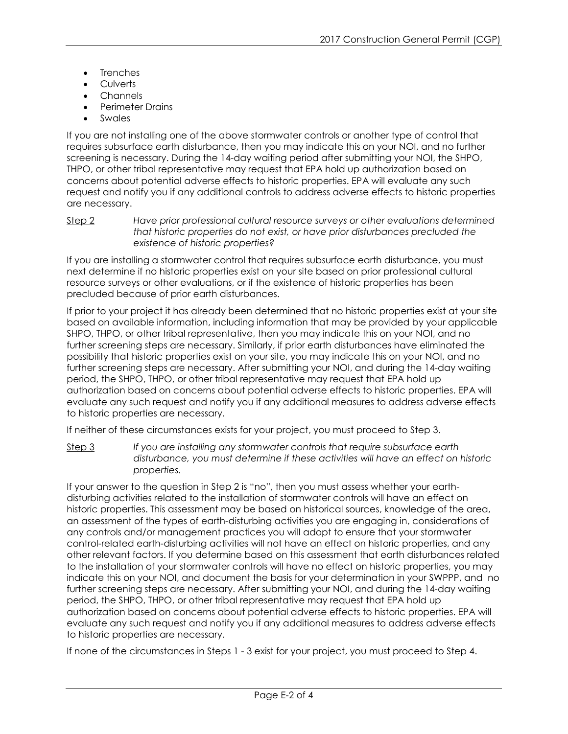- Trenches
- Culverts
- Channels
- Perimeter Drains
- Swales

If you are not installing one of the above stormwater controls or another type of control that requires subsurface earth disturbance, then you may indicate this on your NOI, and no further screening is necessary. During the 14-day waiting period after submitting your NOI, the SHPO, THPO, or other tribal representative may request that EPA hold up authorization based on concerns about potential adverse effects to historic properties. EPA will evaluate any such request and notify you if any additional controls to address adverse effects to historic properties are necessary.

Step 2 *Have prior professional cultural resource surveys or other evaluations determined that historic properties do not exist, or have prior disturbances precluded the existence of historic properties?*

If you are installing a stormwater control that requires subsurface earth disturbance, you must next determine if no historic properties exist on your site based on prior professional cultural resource surveys or other evaluations, or if the existence of historic properties has been precluded because of prior earth disturbances.

If prior to your project it has already been determined that no historic properties exist at your site based on available information, including information that may be provided by your applicable SHPO, THPO, or other tribal representative, then you may indicate this on your NOI, and no further screening steps are necessary. Similarly, if prior earth disturbances have eliminated the possibility that historic properties exist on your site, you may indicate this on your NOI, and no further screening steps are necessary. After submitting your NOI, and during the 14-day waiting period, the SHPO, THPO, or other tribal representative may request that EPA hold up authorization based on concerns about potential adverse effects to historic properties. EPA will evaluate any such request and notify you if any additional measures to address adverse effects to historic properties are necessary.

If neither of these circumstances exists for your project, you must proceed to Step 3.

Step 3 *If you are installing any stormwater controls that require subsurface earth disturbance, you must determine if these activities will have an effect on historic properties.*

If your answer to the question in Step 2 is "no", then you must assess whether your earth-disturbing activities related to the installation of stormwater controls will have an effect on historic properties. This assessment may be based on historical sources, knowledge of the area, an assessment of the types of earth-disturbing activities you are engaging in, considerations of any controls and/or management practices you will adopt to ensure that your stormwater control-related earth-disturbing activities will not have an effect on historic properties, and any other relevant factors. If you determine based on this assessment that earth disturbances related to the installation of your stormwater controls will have no effect on historic properties, you may indicate this on your NOI, and document the basis for your determination in your SWPPP, and no further screening steps are necessary. After submitting your NOI, and during the 14-day waiting period, the SHPO, THPO, or other tribal representative may request that EPA hold up authorization based on concerns about potential adverse effects to historic properties. EPA will evaluate any such request and notify you if any additional measures to address adverse effects to historic properties are necessary.

If none of the circumstances in Steps 1 - 3 exist for your project, you must proceed to Step 4.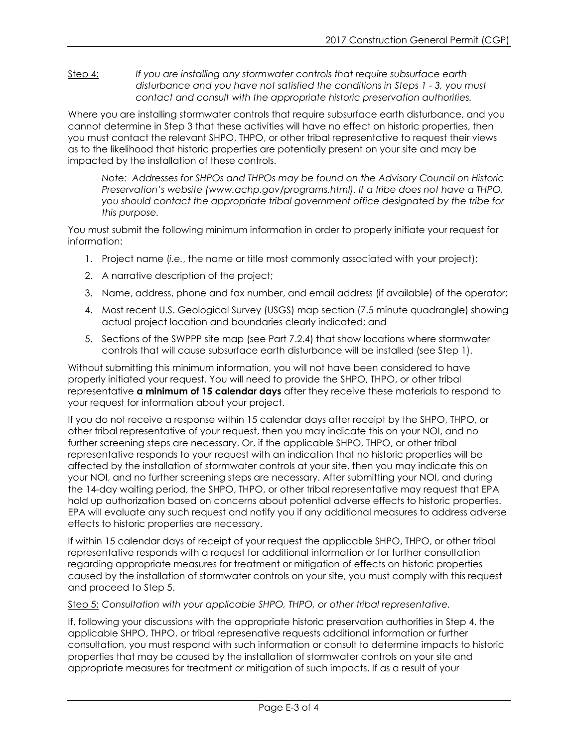Step 4: *If you are installing any stormwater controls that require subsurface earth disturbance and you have not satisfied the conditions in Steps 1 - 3, you must contact and consult with the appropriate historic preservation authorities.*

Where you are installing stormwater controls that require subsurface earth disturbance, and you cannot determine in Step 3 that these activities will have no effect on historic properties, then you must contact the relevant SHPO, THPO, or other tribal representative to request their views as to the likelihood that historic properties are potentially present on your site and may be impacted by the installation of these controls.

> *Note: Addresses for SHPOs and THPOs may be found on the Advisory Council on Historic Preservation's website (www.achp.gov/programs.html). If a tribe does not have a THPO, you should contact the appropriate tribal government office designated by the tribe for this purpose.*

You must submit the following minimum information in order to properly initiate your request for information:

1. Project name (*i.e.*, the name or title most commonly associated with your project);
2. A narrative description of the project;
3. Name, address, phone and fax number, and email address (if available) of the operator;
4. Most recent U.S. Geological Survey (USGS) map section (7.5 minute quadrangle) showing actual project location and boundaries clearly indicated; and
5. Sections of the SWPPP site map (see Part 7.2.4) that show locations where stormwater controls that will cause subsurface earth disturbance will be installed (see Step 1).

Without submitting this minimum information, you will not have been considered to have properly initiated your request. You will need to provide the SHPO, THPO, or other tribal representative **a minimum of 15 calendar days** after they receive these materials to respond to your request for information about your project.

If you do not receive a response within 15 calendar days after receipt by the SHPO, THPO, or other tribal representative of your request, then you may indicate this on your NOI, and no further screening steps are necessary. Or, if the applicable SHPO, THPO, or other tribal representative responds to your request with an indication that no historic properties will be affected by the installation of stormwater controls at your site, then you may indicate this on your NOI, and no further screening steps are necessary. After submitting your NOI, and during the 14-day waiting period, the SHPO, THPO, or other tribal representative may request that EPA hold up authorization based on concerns about potential adverse effects to historic properties. EPA will evaluate any such request and notify you if any additional measures to address adverse effects to historic properties are necessary.

If within 15 calendar days of receipt of your request the applicable SHPO, THPO, or other tribal representative responds with a request for additional information or for further consultation regarding appropriate measures for treatment or mitigation of effects on historic properties caused by the installation of stormwater controls on your site, you must comply with this request and proceed to Step 5.

Step 5: *Consultation with your applicable SHPO, THPO, or other tribal representative.*

If, following your discussions with the appropriate historic preservation authorities in Step 4, the applicable SHPO, THPO, or tribal represenative requests additional information or further consultation, you must respond with such information or consult to determine impacts to historic properties that may be caused by the installation of stormwater controls on your site and appropriate measures for treatment or mitigation of such impacts. If as a result of your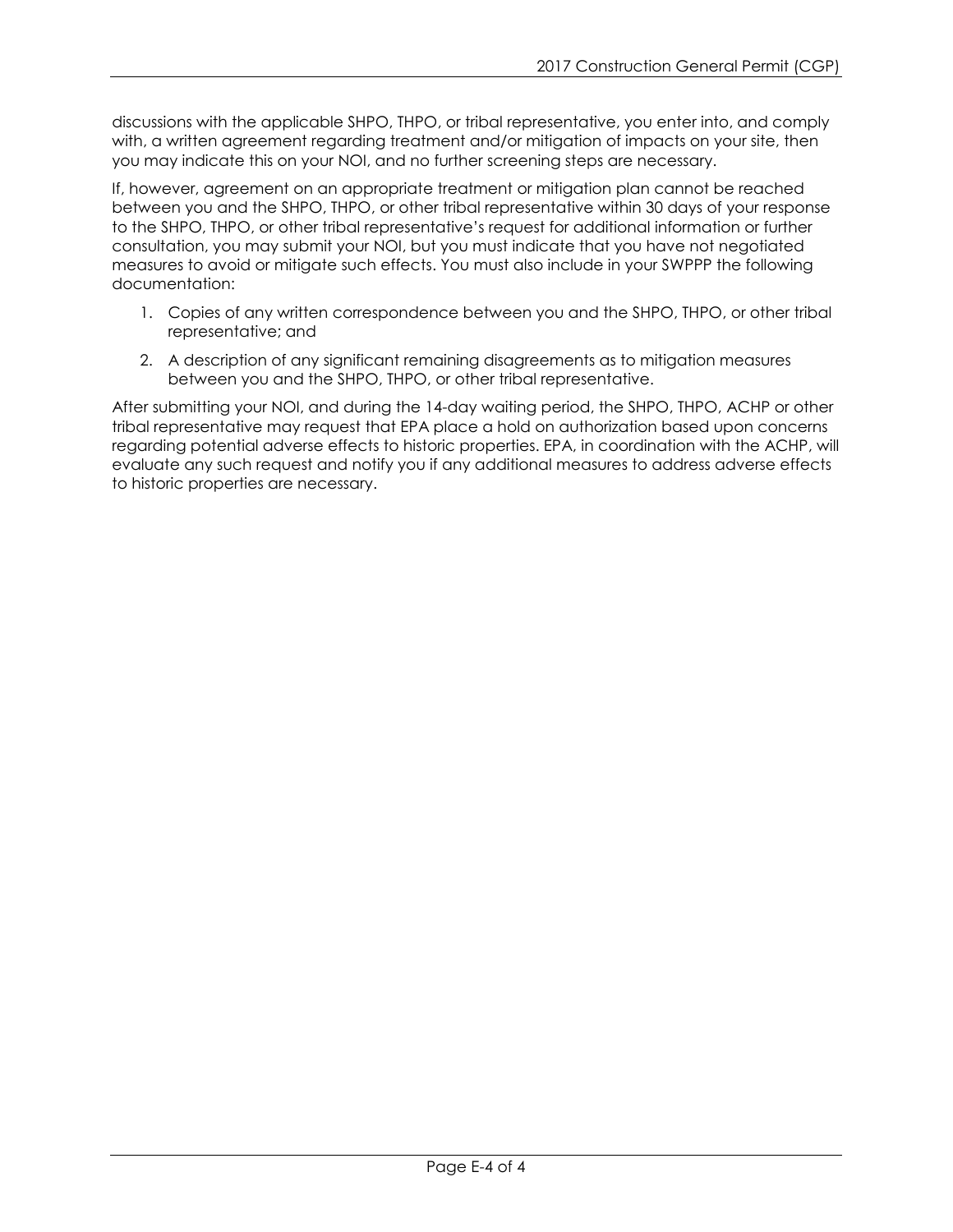discussions with the applicable SHPO, THPO, or tribal representative, you enter into, and comply with, a written agreement regarding treatment and/or mitigation of impacts on your site, then you may indicate this on your NOI, and no further screening steps are necessary.

If, however, agreement on an appropriate treatment or mitigation plan cannot be reached between you and the SHPO, THPO, or other tribal representative within 30 days of your response to the SHPO, THPO, or other tribal representative's request for additional information or further consultation, you may submit your NOI, but you must indicate that you have not negotiated measures to avoid or mitigate such effects. You must also include in your SWPPP the following documentation:

1. Copies of any written correspondence between you and the SHPO, THPO, or other tribal representative; and
2. A description of any significant remaining disagreements as to mitigation measures between you and the SHPO, THPO, or other tribal representative.

After submitting your NOI, and during the 14-day waiting period, the SHPO, THPO, ACHP or other tribal representative may request that EPA place a hold on authorization based upon concerns regarding potential adverse effects to historic properties. EPA, in coordination with the ACHP, will evaluate any such request and notify you if any additional measures to address adverse effects to historic properties are necessary.